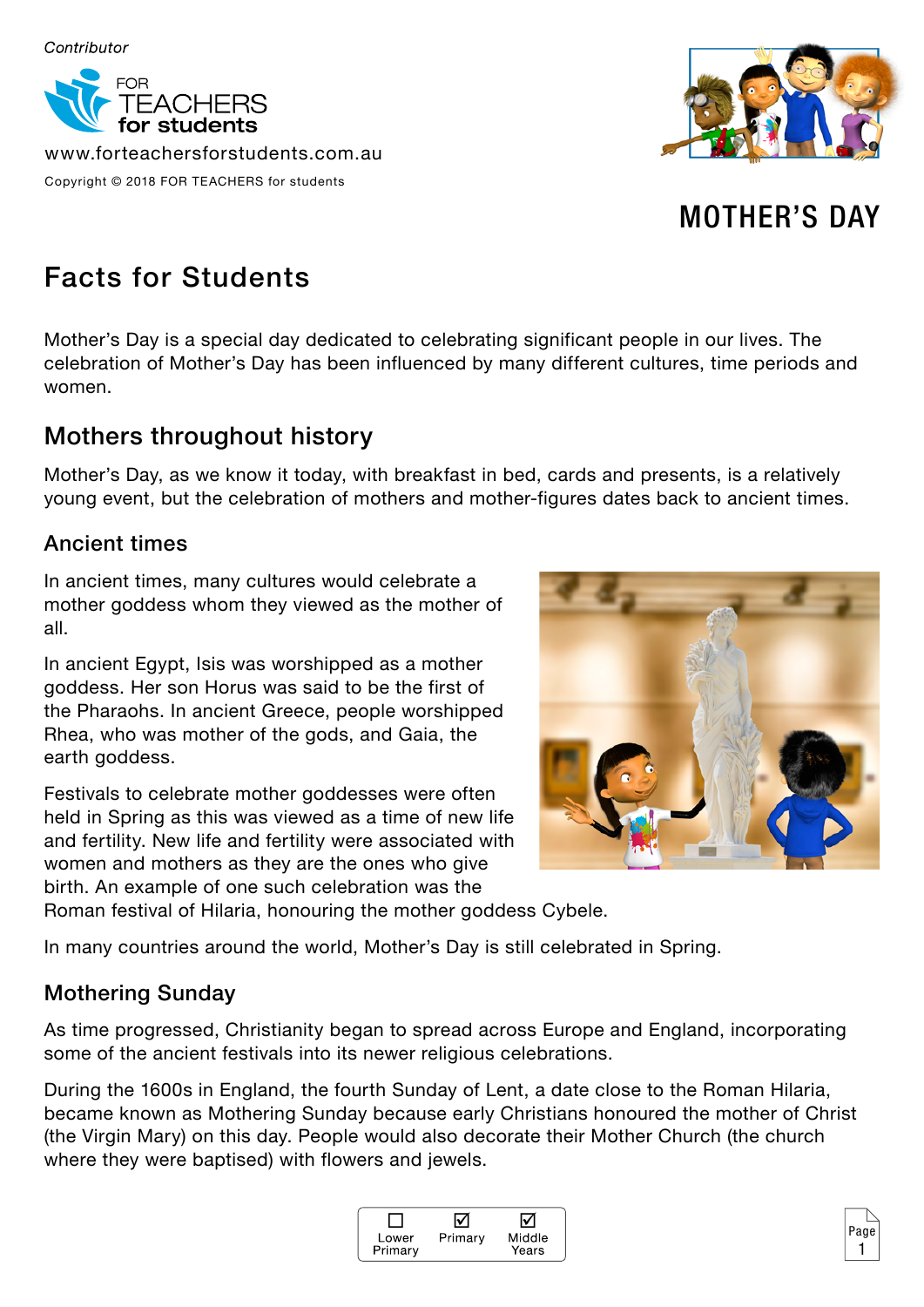Contributor

FOR TEACHERS for students

www.forteachersforstudents.com.au

Copyright © 2018 FOR TEACHERS for students

# MOTHER'S DAY

## Facts for Students

Mother's Day is a special day dedicated to celebrating significant people in our lives. The celebration of Mother's Day has been influenced by many different cultures, time periods and women.

## Mothers throughout history

Mother's Day, as we know it today, with breakfast in bed, cards and presents, is a relatively young event, but the celebration of mothers and mother-figures dates back to ancient times.

### Ancient times

In ancient times, many cultures would celebrate a mother goddess whom they viewed as the mother of all.

In ancient Egypt, Isis was worshipped as a mother goddess. Her son Horus was said to be the first of the Pharaohs. In ancient Greece, people worshipped Rhea, who was mother of the gods, and Gaia, the earth goddess.

Festivals to celebrate mother goddesses were often held in Spring as this was viewed as a time of new life and fertility. New life and fertility were associated with women and mothers as they are the ones who give birth. An example of one such celebration was the Roman festival of Hilaria, honouring the mother goddess Cybele.

In many countries around the world, Mother's Day is still celebrated in Spring.

### Mothering Sunday

As time progressed, Christianity began to spread across Europe and England, incorporating some of the ancient festivals into its newer religious celebrations.

During the 1600s in England, the fourth Sunday of Lent, a date close to the Roman Hilaria, became known as Mothering Sunday because early Christians honoured the mother of Christ (the Virgin Mary) on this day. People would also decorate their Mother Church (the church where they were baptised) with flowers and jewels.

☐ Lower Primary ☑ Primary ☑ Middle Years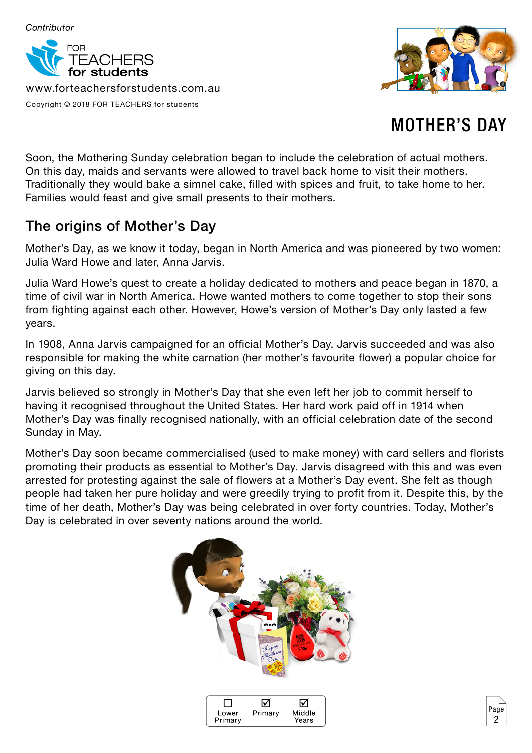Soon, the Mothering Sunday celebration began to include the celebration of actual mothers. On this day, maids and servants were allowed to travel back home to visit their mothers. Traditionally they would bake a simnel cake, filled with spices and fruit, to take home to her. Families would feast and give small presents to their mothers.

## The origins of Mother's Day

Mother's Day, as we know it today, began in North America and was pioneered by two women: Julia Ward Howe and later, Anna Jarvis.

Julia Ward Howe's quest to create a holiday dedicated to mothers and peace began in 1870, a time of civil war in North America. Howe wanted mothers to come together to stop their sons from fighting against each other. However, Howe's version of Mother's Day only lasted a few years.

In 1908, Anna Jarvis campaigned for an official Mother's Day. Jarvis succeeded and was also responsible for making the white carnation (her mother's favourite flower) a popular choice for giving on this day.

Jarvis believed so strongly in Mother's Day that she even left her job to commit herself to having it recognised throughout the United States. Her hard work paid off in 1914 when Mother's Day was finally recognised nationally, with an official celebration date of the second Sunday in May.

Mother's Day soon became commercialised (used to make money) with card sellers and florists promoting their products as essential to Mother's Day. Jarvis disagreed with this and was even arrested for protesting against the sale of flowers at a Mother's Day event. She felt as though people had taken her pure holiday and were greedily trying to profit from it. Despite this, by the time of her death, Mother's Day was being celebrated in over forty countries. Today, Mother's Day is celebrated in over seventy nations around the world.

☐ Lower Primary ☑ Primary ☑ Middle Years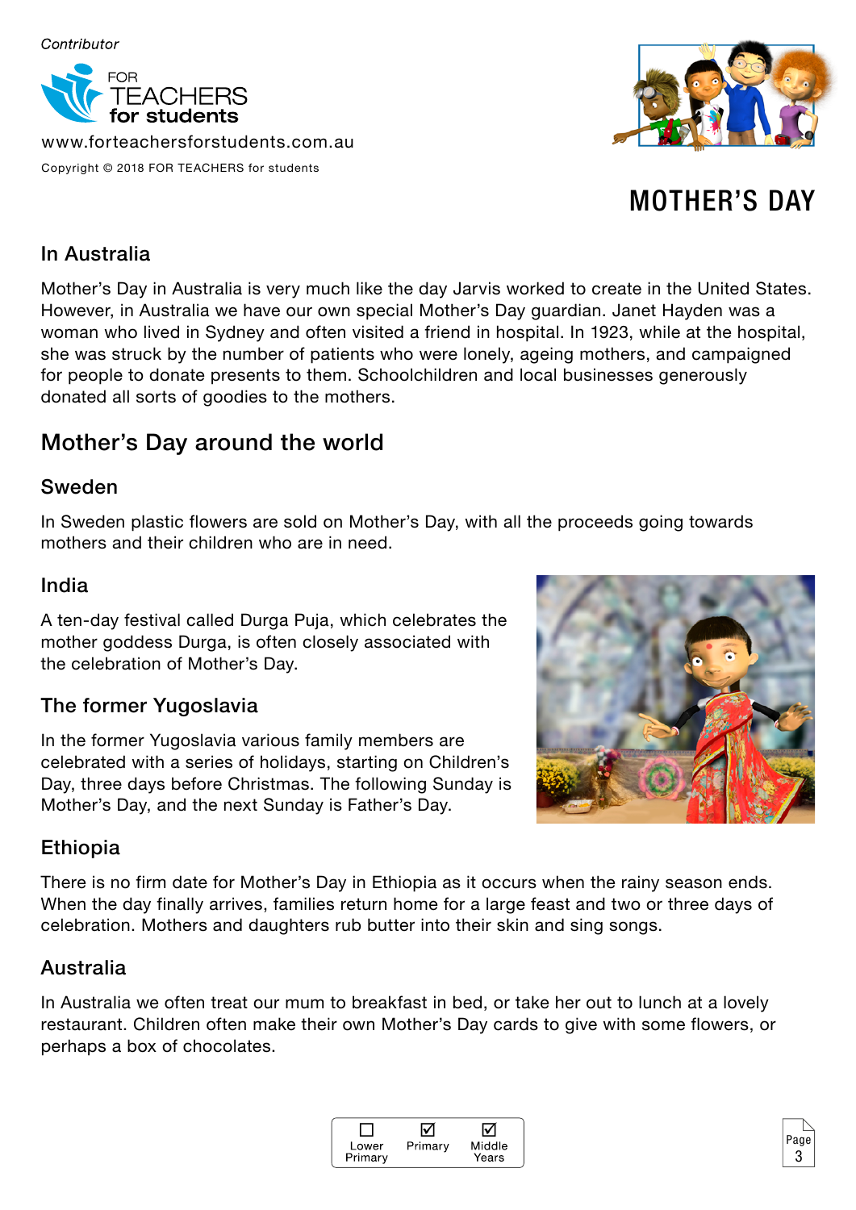Contributor

FOR TEACHERS for students

www.forteachersforstudents.com.au

Copyright © 2018 FOR TEACHERS for students

# MOTHER'S DAY

### In Australia

Mother's Day in Australia is very much like the day Jarvis worked to create in the United States. However, in Australia we have our own special Mother's Day guardian. Janet Hayden was a woman who lived in Sydney and often visited a friend in hospital. In 1923, while at the hospital, she was struck by the number of patients who were lonely, ageing mothers, and campaigned for people to donate presents to them. Schoolchildren and local businesses generously donated all sorts of goodies to the mothers.

## Mother's Day around the world

### Sweden

In Sweden plastic flowers are sold on Mother's Day, with all the proceeds going towards mothers and their children who are in need.

### India

A ten-day festival called Durga Puja, which celebrates the mother goddess Durga, is often closely associated with the celebration of Mother's Day.

### The former Yugoslavia

In the former Yugoslavia various family members are celebrated with a series of holidays, starting on Children's Day, three days before Christmas. The following Sunday is Mother's Day, and the next Sunday is Father's Day.

### Ethiopia

There is no firm date for Mother's Day in Ethiopia as it occurs when the rainy season ends. When the day finally arrives, families return home for a large feast and two or three days of celebration. Mothers and daughters rub butter into their skin and sing songs.

### Australia

In Australia we often treat our mum to breakfast in bed, or take her out to lunch at a lovely restaurant. Children often make their own Mother's Day cards to give with some flowers, or perhaps a box of chocolates.

☐ Lower Primary ☑ Primary ☑ Middle Years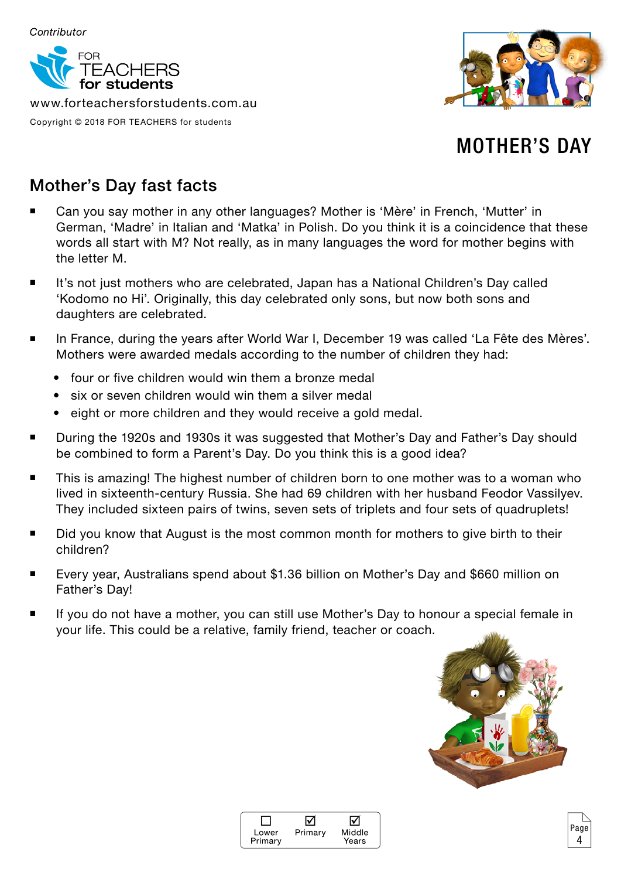Contributor

FOR TEACHERS for students

www.forteachersforstudents.com.au

Copyright © 2018 FOR TEACHERS for students

# MOTHER'S DAY

## Mother's Day fast facts

- Can you say mother in any other languages? Mother is 'Mère' in French, 'Mutter' in German, 'Madre' in Italian and 'Matka' in Polish. Do you think it is a coincidence that these words all start with M? Not really, as in many languages the word for mother begins with the letter M.
- It's not just mothers who are celebrated, Japan has a National Children's Day called 'Kodomo no Hi'. Originally, this day celebrated only sons, but now both sons and daughters are celebrated.
- In France, during the years after World War I, December 19 was called 'La Fête des Mères'. Mothers were awarded medals according to the number of children they had:
  - four or five children would win them a bronze medal
  - six or seven children would win them a silver medal
  - eight or more children and they would receive a gold medal.
- During the 1920s and 1930s it was suggested that Mother's Day and Father's Day should be combined to form a Parent's Day. Do you think this is a good idea?
- This is amazing! The highest number of children born to one mother was to a woman who lived in sixteenth-century Russia. She had 69 children with her husband Feodor Vassilyev. They included sixteen pairs of twins, seven sets of triplets and four sets of quadruplets!
- Did you know that August is the most common month for mothers to give birth to their children?
- Every year, Australians spend about $1.36 billion on Mother's Day and $660 million on Father's Day!
- If you do not have a mother, you can still use Mother's Day to honour a special female in your life. This could be a relative, family friend, teacher or coach.

☐ Lower Primary ☑ Primary ☑ Middle Years